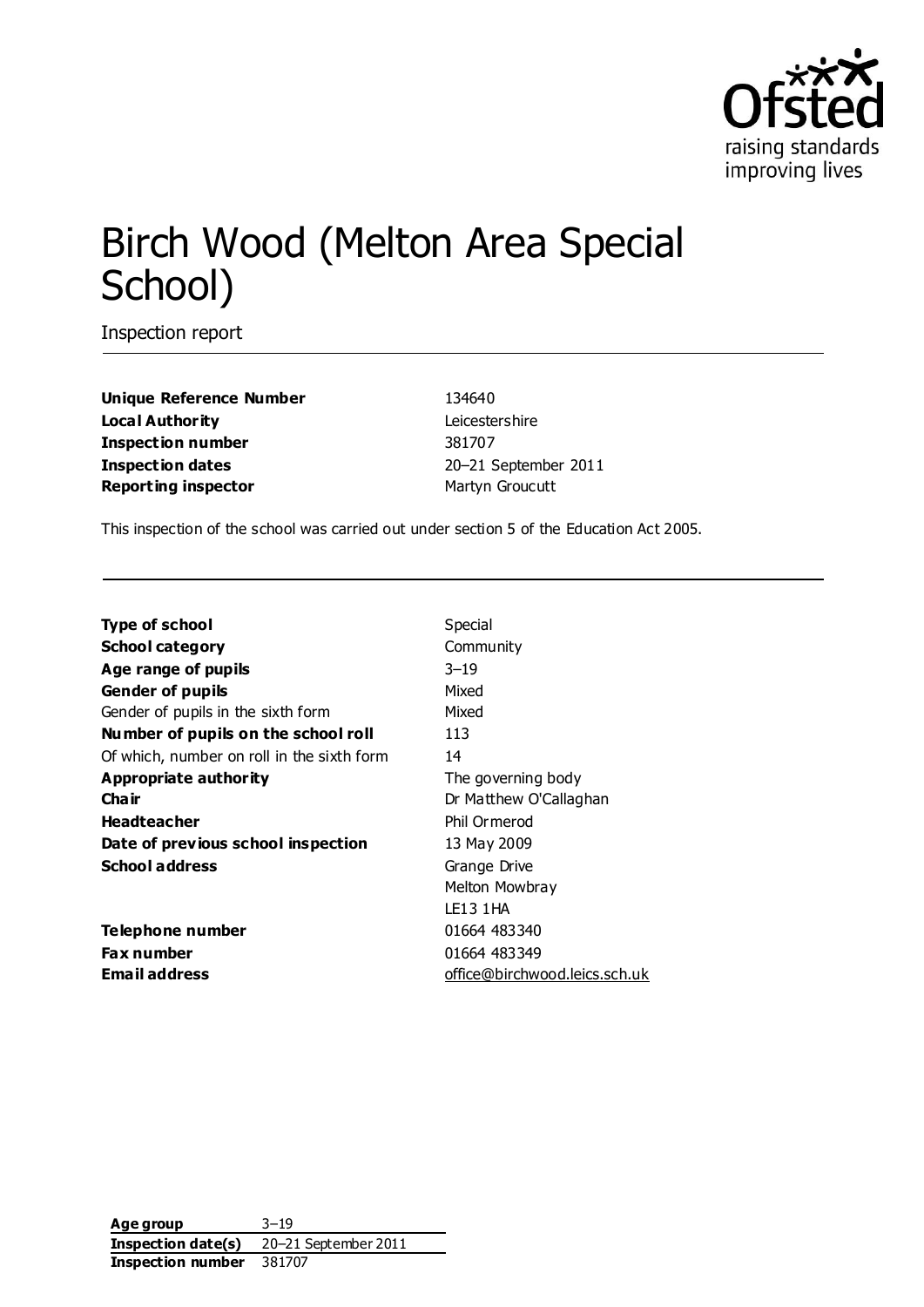# Birch Wood (Melton Area Special School)

Inspection report

| | |
|---|---|
| **Unique Reference Number** | 134640 |
| **Local Authority** | Leicestershire |
| **Inspection number** | 381707 |
| **Inspection dates** | 20–21 September 2011 |
| **Reporting inspector** | Martyn Groucutt |

This inspection of the school was carried out under section 5 of the Education Act 2005.

| | |
|---|---|
| **Type of school** | Special |
| **School category** | Community |
| **Age range of pupils** | 3–19 |
| **Gender of pupils** | Mixed |
| Gender of pupils in the sixth form | Mixed |
| **Number of pupils on the school roll** | 113 |
| Of which, number on roll in the sixth form | 14 |
| **Appropriate authority** | The governing body |
| **Chair** | Dr Matthew O'Callaghan |
| **Headteacher** | Phil Ormerod |
| **Date of previous school inspection** | 13 May 2009 |
| **School address** | Grange Drive<br>Melton Mowbray<br>LE13 1HA |
| **Telephone number** | 01664 483340 |
| **Fax number** | 01664 483349 |
| **Email address** | office@birchwood.leics.sch.uk |

| | |
|---|---|
| **Age group** | 3–19 |
| **Inspection date(s)** | 20–21 September 2011 |
| **Inspection number** | 381707 |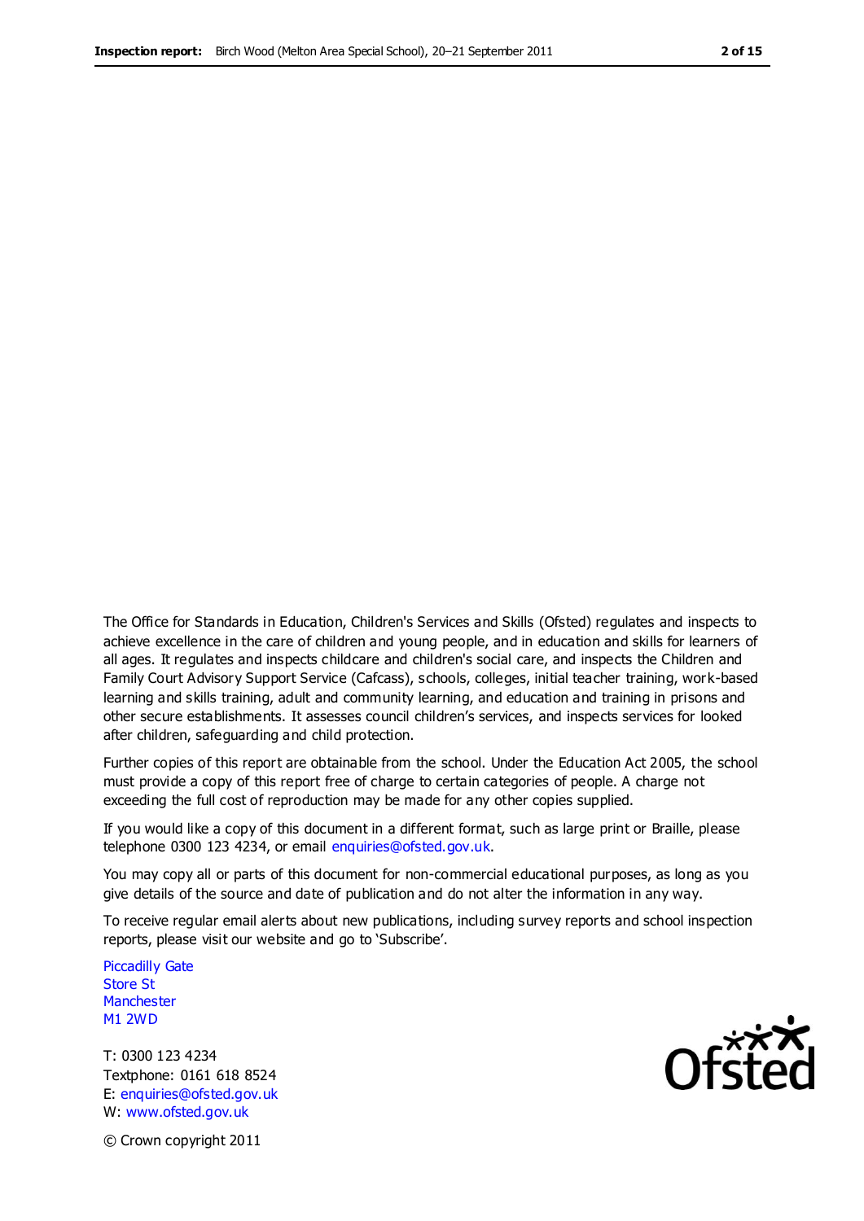The Office for Standards in Education, Children's Services and Skills (Ofsted) regulates and inspects to achieve excellence in the care of children and young people, and in education and skills for learners of all ages. It regulates and inspects childcare and children's social care, and inspects the Children and Family Court Advisory Support Service (Cafcass), schools, colleges, initial teacher training, work-based learning and skills training, adult and community learning, and education and training in prisons and other secure establishments. It assesses council children's services, and inspects services for looked after children, safeguarding and child protection.

Further copies of this report are obtainable from the school. Under the Education Act 2005, the school must provide a copy of this report free of charge to certain categories of people. A charge not exceeding the full cost of reproduction may be made for any other copies supplied.

If you would like a copy of this document in a different format, such as large print or Braille, please telephone 0300 123 4234, or email enquiries@ofsted.gov.uk.

You may copy all or parts of this document for non-commercial educational purposes, as long as you give details of the source and date of publication and do not alter the information in any way.

To receive regular email alerts about new publications, including survey reports and school inspection reports, please visit our website and go to 'Subscribe'.

Piccadilly Gate
Store St
Manchester
M1 2WD

T: 0300 123 4234
Textphone: 0161 618 8524
E: enquiries@ofsted.gov.uk
W: www.ofsted.gov.uk

© Crown copyright 2011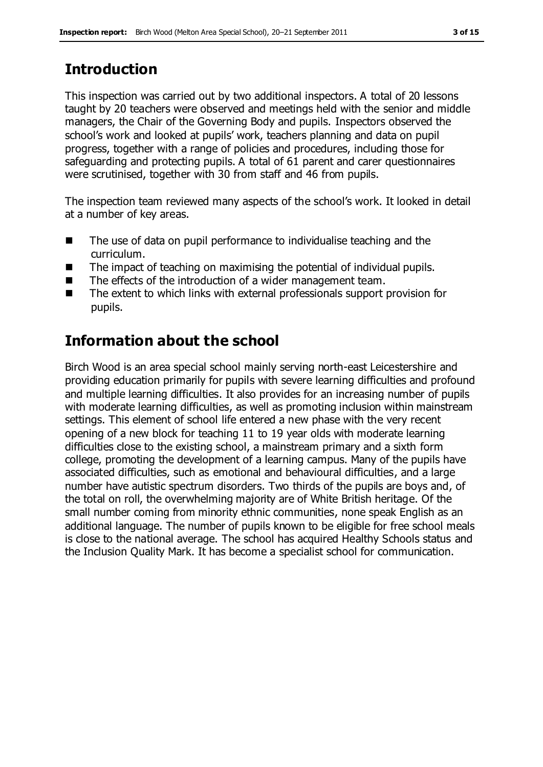## Introduction

This inspection was carried out by two additional inspectors. A total of 20 lessons taught by 20 teachers were observed and meetings held with the senior and middle managers, the Chair of the Governing Body and pupils. Inspectors observed the school's work and looked at pupils' work, teachers planning and data on pupil progress, together with a range of policies and procedures, including those for safeguarding and protecting pupils. A total of 61 parent and carer questionnaires were scrutinised, together with 30 from staff and 46 from pupils.

The inspection team reviewed many aspects of the school's work. It looked in detail at a number of key areas.

- The use of data on pupil performance to individualise teaching and the curriculum.
- The impact of teaching on maximising the potential of individual pupils.
- The effects of the introduction of a wider management team.
- The extent to which links with external professionals support provision for pupils.

## Information about the school

Birch Wood is an area special school mainly serving north-east Leicestershire and providing education primarily for pupils with severe learning difficulties and profound and multiple learning difficulties. It also provides for an increasing number of pupils with moderate learning difficulties, as well as promoting inclusion within mainstream settings. This element of school life entered a new phase with the very recent opening of a new block for teaching 11 to 19 year olds with moderate learning difficulties close to the existing school, a mainstream primary and a sixth form college, promoting the development of a learning campus. Many of the pupils have associated difficulties, such as emotional and behavioural difficulties, and a large number have autistic spectrum disorders. Two thirds of the pupils are boys and, of the total on roll, the overwhelming majority are of White British heritage. Of the small number coming from minority ethnic communities, none speak English as an additional language. The number of pupils known to be eligible for free school meals is close to the national average. The school has acquired Healthy Schools status and the Inclusion Quality Mark. It has become a specialist school for communication.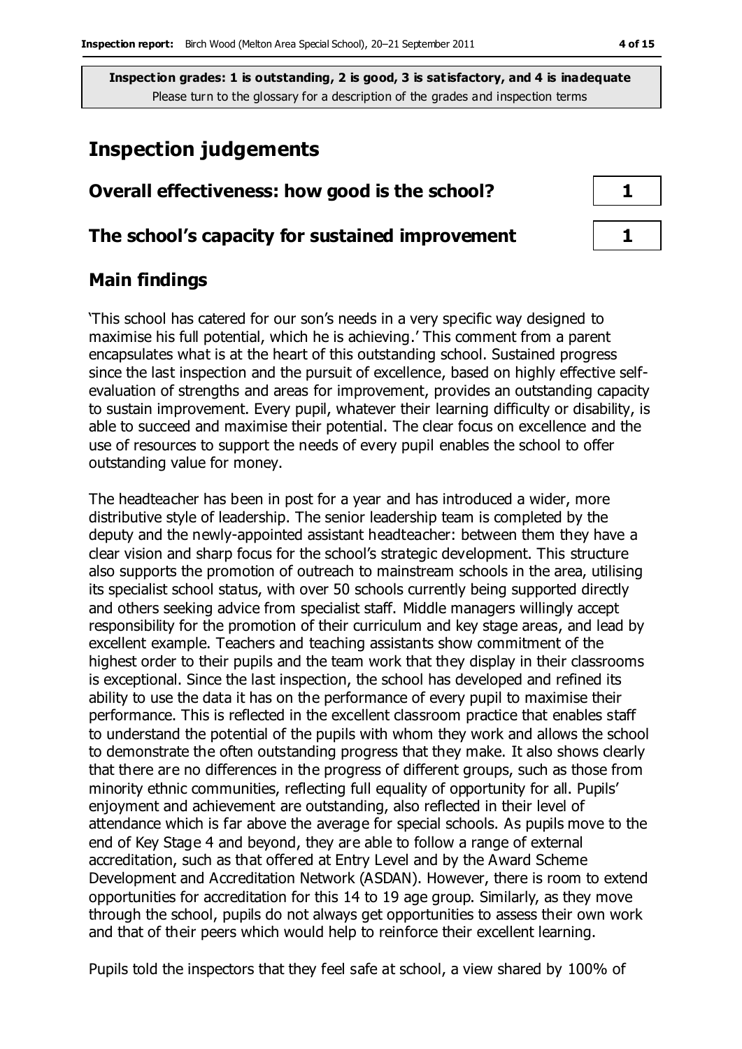**Inspection grades: 1 is outstanding, 2 is good, 3 is satisfactory, and 4 is inadequate**
Please turn to the glossary for a description of the grades and inspection terms

# Inspection judgements

| Overall effectiveness: how good is the school? | 1 |
|---|---|
| **The school's capacity for sustained improvement** | **1** |

## Main findings

'This school has catered for our son's needs in a very specific way designed to maximise his full potential, which he is achieving.' This comment from a parent encapsulates what is at the heart of this outstanding school. Sustained progress since the last inspection and the pursuit of excellence, based on highly effective self-evaluation of strengths and areas for improvement, provides an outstanding capacity to sustain improvement. Every pupil, whatever their learning difficulty or disability, is able to succeed and maximise their potential. The clear focus on excellence and the use of resources to support the needs of every pupil enables the school to offer outstanding value for money.

The headteacher has been in post for a year and has introduced a wider, more distributive style of leadership. The senior leadership team is completed by the deputy and the newly-appointed assistant headteacher: between them they have a clear vision and sharp focus for the school's strategic development. This structure also supports the promotion of outreach to mainstream schools in the area, utilising its specialist school status, with over 50 schools currently being supported directly and others seeking advice from specialist staff. Middle managers willingly accept responsibility for the promotion of their curriculum and key stage areas, and lead by excellent example. Teachers and teaching assistants show commitment of the highest order to their pupils and the team work that they display in their classrooms is exceptional. Since the last inspection, the school has developed and refined its ability to use the data it has on the performance of every pupil to maximise their performance. This is reflected in the excellent classroom practice that enables staff to understand the potential of the pupils with whom they work and allows the school to demonstrate the often outstanding progress that they make. It also shows clearly that there are no differences in the progress of different groups, such as those from minority ethnic communities, reflecting full equality of opportunity for all. Pupils' enjoyment and achievement are outstanding, also reflected in their level of attendance which is far above the average for special schools. As pupils move to the end of Key Stage 4 and beyond, they are able to follow a range of external accreditation, such as that offered at Entry Level and by the Award Scheme Development and Accreditation Network (ASDAN). However, there is room to extend opportunities for accreditation for this 14 to 19 age group. Similarly, as they move through the school, pupils do not always get opportunities to assess their own work and that of their peers which would help to reinforce their excellent learning.

Pupils told the inspectors that they feel safe at school, a view shared by 100% of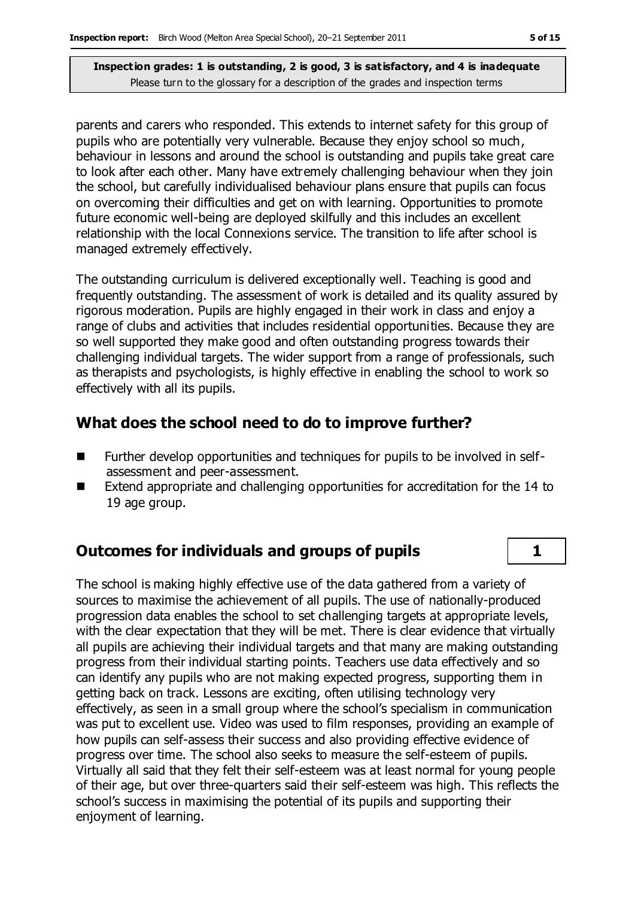parents and carers who responded. This extends to internet safety for this group of pupils who are potentially very vulnerable. Because they enjoy school so much, behaviour in lessons and around the school is outstanding and pupils take great care to look after each other. Many have extremely challenging behaviour when they join the school, but carefully individualised behaviour plans ensure that pupils can focus on overcoming their difficulties and get on with learning. Opportunities to promote future economic well-being are deployed skilfully and this includes an excellent relationship with the local Connexions service. The transition to life after school is managed extremely effectively.

The outstanding curriculum is delivered exceptionally well. Teaching is good and frequently outstanding. The assessment of work is detailed and its quality assured by rigorous moderation. Pupils are highly engaged in their work in class and enjoy a range of clubs and activities that includes residential opportunities. Because they are so well supported they make good and often outstanding progress towards their challenging individual targets. The wider support from a range of professionals, such as therapists and psychologists, is highly effective in enabling the school to work so effectively with all its pupils.

## What does the school need to do to improve further?

- Further develop opportunities and techniques for pupils to be involved in self-assessment and peer-assessment.
- Extend appropriate and challenging opportunities for accreditation for the 14 to 19 age group.

## Outcomes for individuals and groups of pupils | 1

The school is making highly effective use of the data gathered from a variety of sources to maximise the achievement of all pupils. The use of nationally-produced progression data enables the school to set challenging targets at appropriate levels, with the clear expectation that they will be met. There is clear evidence that virtually all pupils are achieving their individual targets and that many are making outstanding progress from their individual starting points. Teachers use data effectively and so can identify any pupils who are not making expected progress, supporting them in getting back on track. Lessons are exciting, often utilising technology very effectively, as seen in a small group where the school's specialism in communication was put to excellent use. Video was used to film responses, providing an example of how pupils can self-assess their success and also providing effective evidence of progress over time. The school also seeks to measure the self-esteem of pupils. Virtually all said that they felt their self-esteem was at least normal for young people of their age, but over three-quarters said their self-esteem was high. This reflects the school's success in maximising the potential of its pupils and supporting their enjoyment of learning.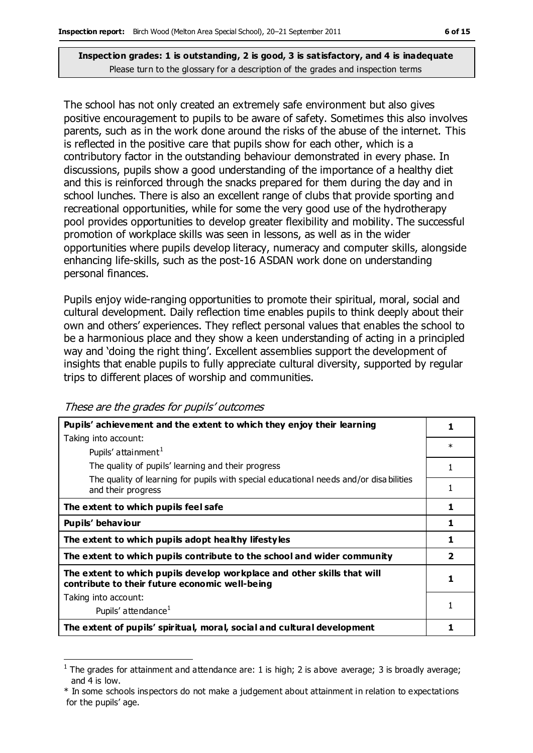**Inspection grades: 1 is outstanding, 2 is good, 3 is satisfactory, and 4 is inadequate**
Please turn to the glossary for a description of the grades and inspection terms

The school has not only created an extremely safe environment but also gives positive encouragement to pupils to be aware of safety. Sometimes this also involves parents, such as in the work done around the risks of the abuse of the internet. This is reflected in the positive care that pupils show for each other, which is a contributory factor in the outstanding behaviour demonstrated in every phase. In discussions, pupils show a good understanding of the importance of a healthy diet and this is reinforced through the snacks prepared for them during the day and in school lunches. There is also an excellent range of clubs that provide sporting and recreational opportunities, while for some the very good use of the hydrotherapy pool provides opportunities to develop greater flexibility and mobility. The successful promotion of workplace skills was seen in lessons, as well as in the wider opportunities where pupils develop literacy, numeracy and computer skills, alongside enhancing life-skills, such as the post-16 ASDAN work done on understanding personal finances.

Pupils enjoy wide-ranging opportunities to promote their spiritual, moral, social and cultural development. Daily reflection time enables pupils to think deeply about their own and others' experiences. They reflect personal values that enables the school to be a harmonious place and they show a keen understanding of acting in a principled way and 'doing the right thing'. Excellent assemblies support the development of insights that enable pupils to fully appreciate cultural diversity, supported by regular trips to different places of worship and communities.

*These are the grades for pupils' outcomes*

| | |
|---|---|
| **Pupils' achievement and the extent to which they enjoy their learning** | **1** |
| Taking into account:<br>Pupils' attainment[1] | * |
| The quality of pupils' learning and their progress | 1 |
| The quality of learning for pupils with special educational needs and/or disabilities and their progress | 1 |
| **The extent to which pupils feel safe** | **1** |
| **Pupils' behaviour** | **1** |
| **The extent to which pupils adopt healthy lifestyles** | **1** |
| **The extent to which pupils contribute to the school and wider community** | **2** |
| **The extent to which pupils develop workplace and other skills that will contribute to their future economic well-being** | **1** |
| Taking into account:<br>Pupils' attendance[1] | 1 |
| **The extent of pupils' spiritual, moral, social and cultural development** | **1** |

[1] The grades for attainment and attendance are: 1 is high; 2 is above average; 3 is broadly average; and 4 is low.

* In some schools inspectors do not make a judgement about attainment in relation to expectations for the pupils' age.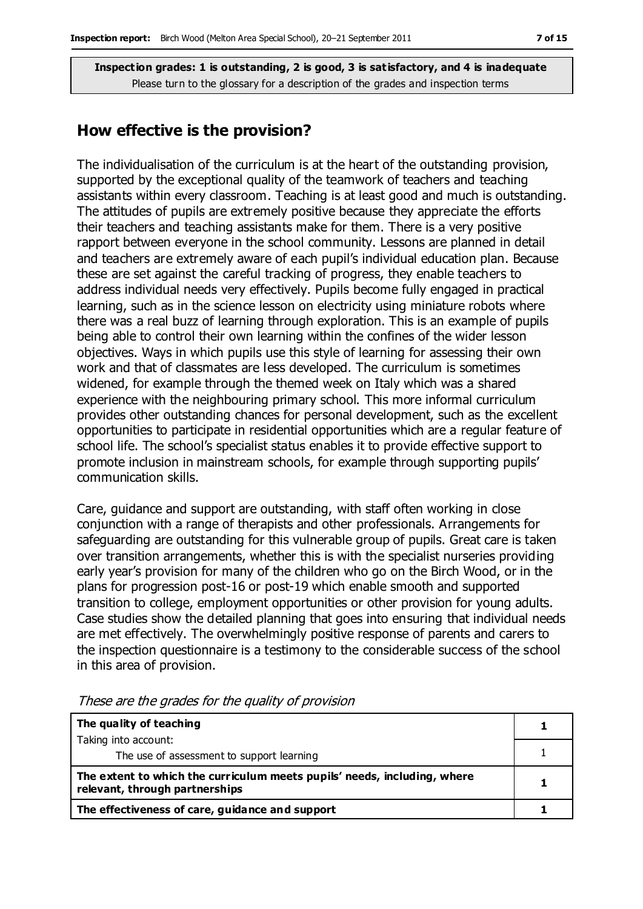**Inspection grades: 1 is outstanding, 2 is good, 3 is satisfactory, and 4 is inadequate**
Please turn to the glossary for a description of the grades and inspection terms

## How effective is the provision?

The individualisation of the curriculum is at the heart of the outstanding provision, supported by the exceptional quality of the teamwork of teachers and teaching assistants within every classroom. Teaching is at least good and much is outstanding. The attitudes of pupils are extremely positive because they appreciate the efforts their teachers and teaching assistants make for them. There is a very positive rapport between everyone in the school community. Lessons are planned in detail and teachers are extremely aware of each pupil's individual education plan. Because these are set against the careful tracking of progress, they enable teachers to address individual needs very effectively. Pupils become fully engaged in practical learning, such as in the science lesson on electricity using miniature robots where there was a real buzz of learning through exploration. This is an example of pupils being able to control their own learning within the confines of the wider lesson objectives. Ways in which pupils use this style of learning for assessing their own work and that of classmates are less developed. The curriculum is sometimes widened, for example through the themed week on Italy which was a shared experience with the neighbouring primary school. This more informal curriculum provides other outstanding chances for personal development, such as the excellent opportunities to participate in residential opportunities which are a regular feature of school life. The school's specialist status enables it to provide effective support to promote inclusion in mainstream schools, for example through supporting pupils' communication skills.

Care, guidance and support are outstanding, with staff often working in close conjunction with a range of therapists and other professionals. Arrangements for safeguarding are outstanding for this vulnerable group of pupils. Great care is taken over transition arrangements, whether this is with the specialist nurseries providing early year's provision for many of the children who go on the Birch Wood, or in the plans for progression post-16 or post-19 which enable smooth and supported transition to college, employment opportunities or other provision for young adults. Case studies show the detailed planning that goes into ensuring that individual needs are met effectively. The overwhelmingly positive response of parents and carers to the inspection questionnaire is a testimony to the considerable success of the school in this area of provision.

*These are the grades for the quality of provision*

| | |
|---|---|
| **The quality of teaching** | **1** |
| Taking into account: The use of assessment to support learning | 1 |
| **The extent to which the curriculum meets pupils' needs, including, where relevant, through partnerships** | **1** |
| **The effectiveness of care, guidance and support** | **1** |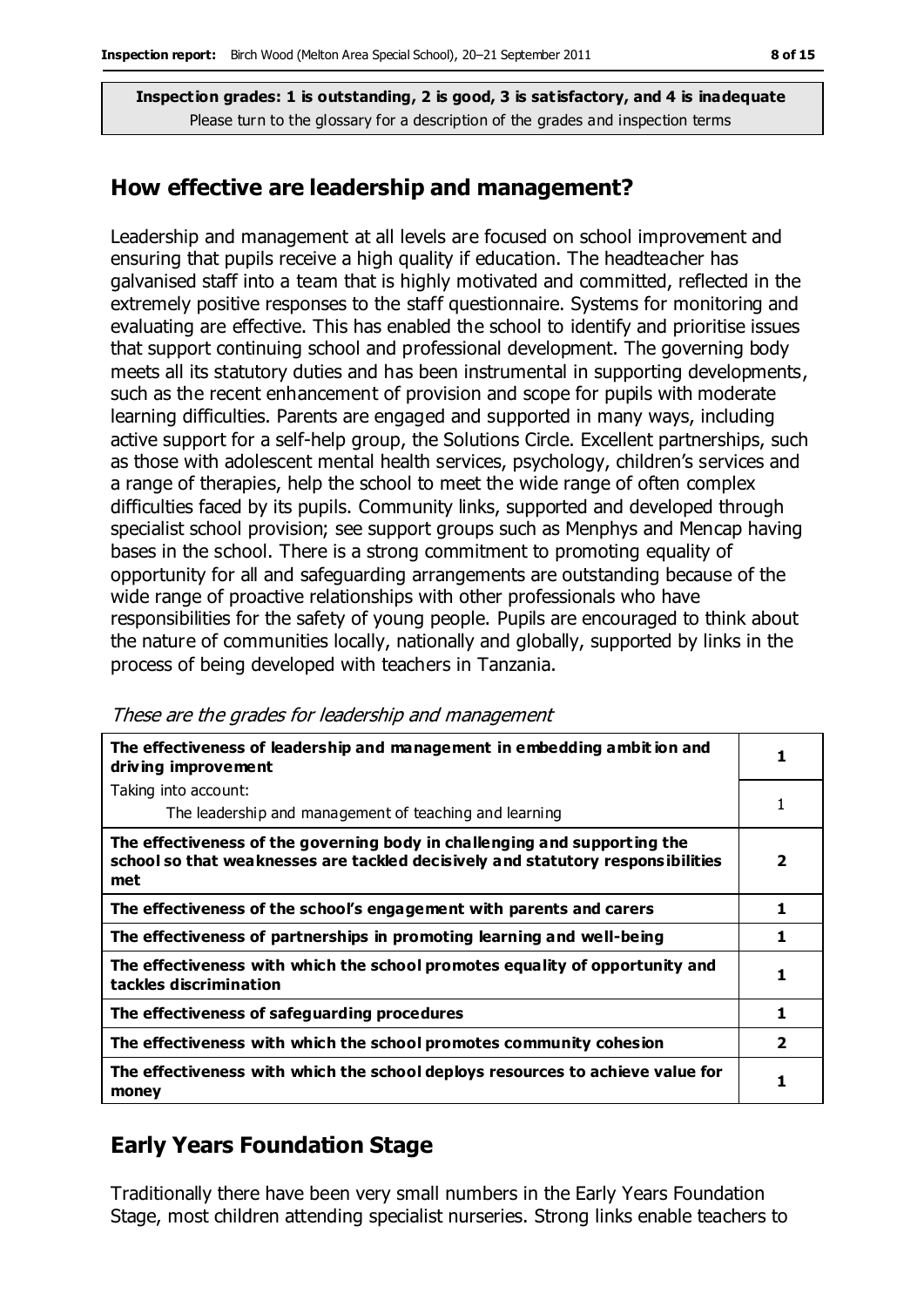**Inspection grades: 1 is outstanding, 2 is good, 3 is satisfactory, and 4 is inadequate**
Please turn to the glossary for a description of the grades and inspection terms

## How effective are leadership and management?

Leadership and management at all levels are focused on school improvement and ensuring that pupils receive a high quality if education. The headteacher has galvanised staff into a team that is highly motivated and committed, reflected in the extremely positive responses to the staff questionnaire. Systems for monitoring and evaluating are effective. This has enabled the school to identify and prioritise issues that support continuing school and professional development. The governing body meets all its statutory duties and has been instrumental in supporting developments, such as the recent enhancement of provision and scope for pupils with moderate learning difficulties. Parents are engaged and supported in many ways, including active support for a self-help group, the Solutions Circle. Excellent partnerships, such as those with adolescent mental health services, psychology, children's services and a range of therapies, help the school to meet the wide range of often complex difficulties faced by its pupils. Community links, supported and developed through specialist school provision; see support groups such as Menphys and Mencap having bases in the school. There is a strong commitment to promoting equality of opportunity for all and safeguarding arrangements are outstanding because of the wide range of proactive relationships with other professionals who have responsibilities for the safety of young people. Pupils are encouraged to think about the nature of communities locally, nationally and globally, supported by links in the process of being developed with teachers in Tanzania.

*These are the grades for leadership and management*

| | |
|---|---|
| **The effectiveness of leadership and management in embedding ambition and driving improvement** | **1** |
| Taking into account: The leadership and management of teaching and learning | 1 |
| **The effectiveness of the governing body in challenging and supporting the school so that weaknesses are tackled decisively and statutory responsibilities met** | **2** |
| **The effectiveness of the school's engagement with parents and carers** | **1** |
| **The effectiveness of partnerships in promoting learning and well-being** | **1** |
| **The effectiveness with which the school promotes equality of opportunity and tackles discrimination** | **1** |
| **The effectiveness of safeguarding procedures** | **1** |
| **The effectiveness with which the school promotes community cohesion** | **2** |
| **The effectiveness with which the school deploys resources to achieve value for money** | **1** |

## Early Years Foundation Stage

Traditionally there have been very small numbers in the Early Years Foundation Stage, most children attending specialist nurseries. Strong links enable teachers to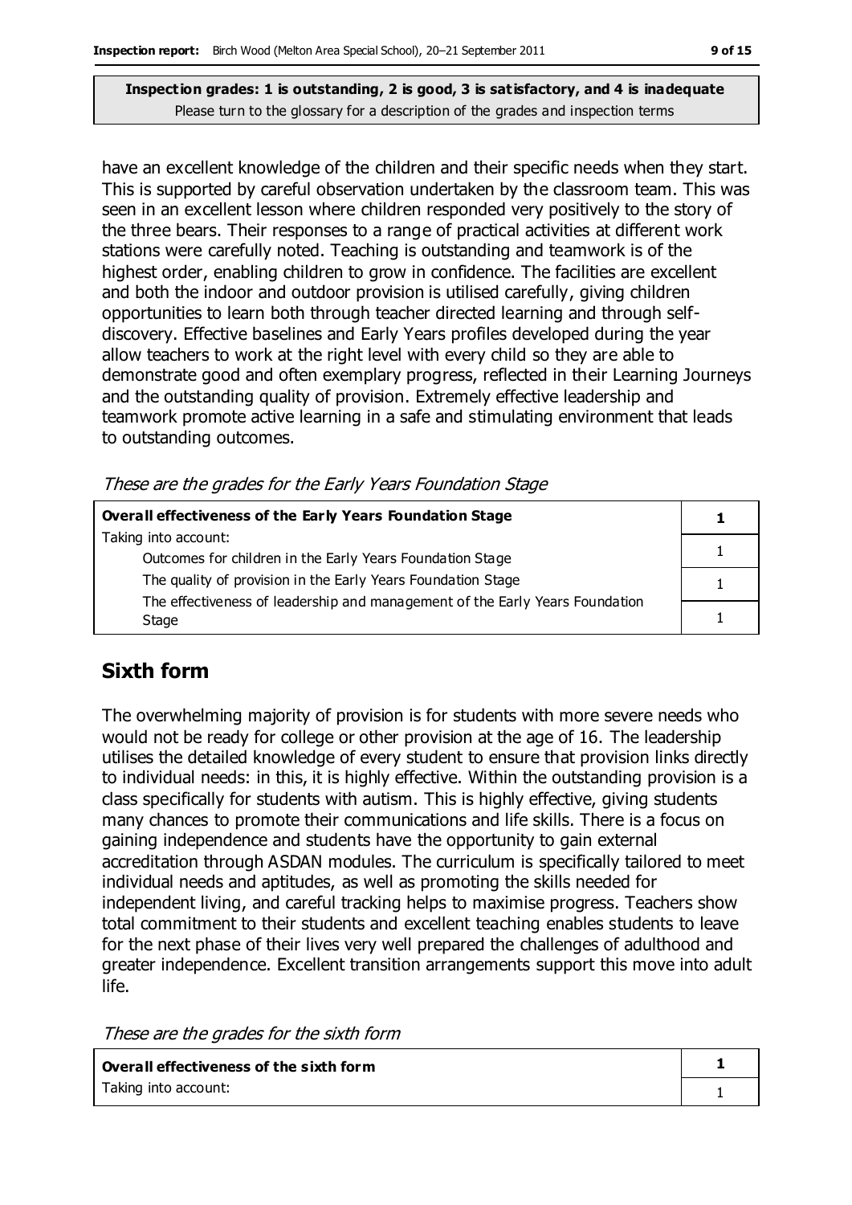**Inspection grades: 1 is outstanding, 2 is good, 3 is satisfactory, and 4 is inadequate**
Please turn to the glossary for a description of the grades and inspection terms

have an excellent knowledge of the children and their specific needs when they start. This is supported by careful observation undertaken by the classroom team. This was seen in an excellent lesson where children responded very positively to the story of the three bears. Their responses to a range of practical activities at different work stations were carefully noted. Teaching is outstanding and teamwork is of the highest order, enabling children to grow in confidence. The facilities are excellent and both the indoor and outdoor provision is utilised carefully, giving children opportunities to learn both through teacher directed learning and through self-discovery. Effective baselines and Early Years profiles developed during the year allow teachers to work at the right level with every child so they are able to demonstrate good and often exemplary progress, reflected in their Learning Journeys and the outstanding quality of provision. Extremely effective leadership and teamwork promote active learning in a safe and stimulating environment that leads to outstanding outcomes.

*These are the grades for the Early Years Foundation Stage*

| **Overall effectiveness of the Early Years Foundation Stage** | **1** |
|---|---|
| Taking into account: Outcomes for children in the Early Years Foundation Stage | 1 |
| The quality of provision in the Early Years Foundation Stage | 1 |
| The effectiveness of leadership and management of the Early Years Foundation Stage | 1 |

## Sixth form

The overwhelming majority of provision is for students with more severe needs who would not be ready for college or other provision at the age of 16. The leadership utilises the detailed knowledge of every student to ensure that provision links directly to individual needs: in this, it is highly effective. Within the outstanding provision is a class specifically for students with autism. This is highly effective, giving students many chances to promote their communications and life skills. There is a focus on gaining independence and students have the opportunity to gain external accreditation through ASDAN modules. The curriculum is specifically tailored to meet individual needs and aptitudes, as well as promoting the skills needed for independent living, and careful tracking helps to maximise progress. Teachers show total commitment to their students and excellent teaching enables students to leave for the next phase of their lives very well prepared the challenges of adulthood and greater independence. Excellent transition arrangements support this move into adult life.

*These are the grades for the sixth form*

| **Overall effectiveness of the sixth form** | **1** |
|---|---|
| Taking into account: | 1 |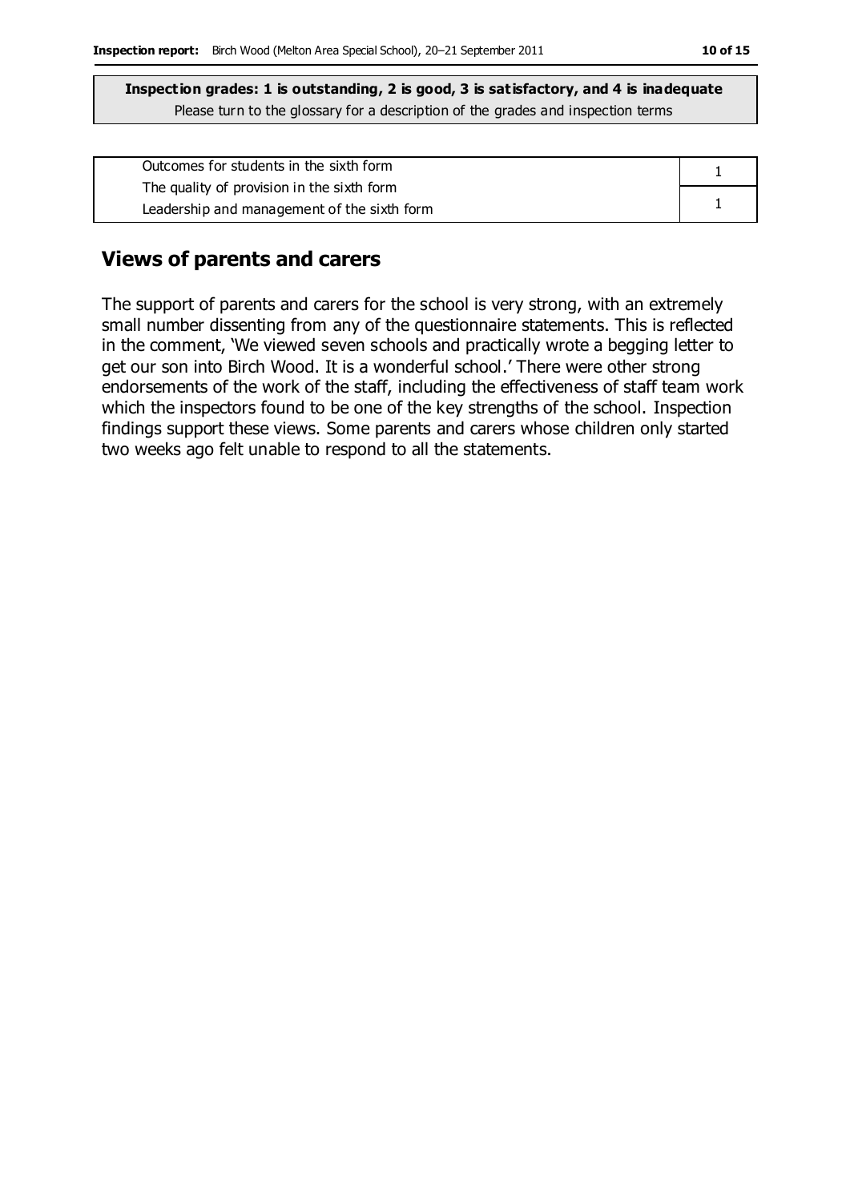**Inspection grades: 1 is outstanding, 2 is good, 3 is satisfactory, and 4 is inadequate**
Please turn to the glossary for a description of the grades and inspection terms

| | |
|---|---|
| Outcomes for students in the sixth form | 1 |
| The quality of provision in the sixth form<br>Leadership and management of the sixth form | 1 |

## Views of parents and carers

The support of parents and carers for the school is very strong, with an extremely small number dissenting from any of the questionnaire statements. This is reflected in the comment, 'We viewed seven schools and practically wrote a begging letter to get our son into Birch Wood. It is a wonderful school.' There were other strong endorsements of the work of the staff, including the effectiveness of staff team work which the inspectors found to be one of the key strengths of the school. Inspection findings support these views. Some parents and carers whose children only started two weeks ago felt unable to respond to all the statements.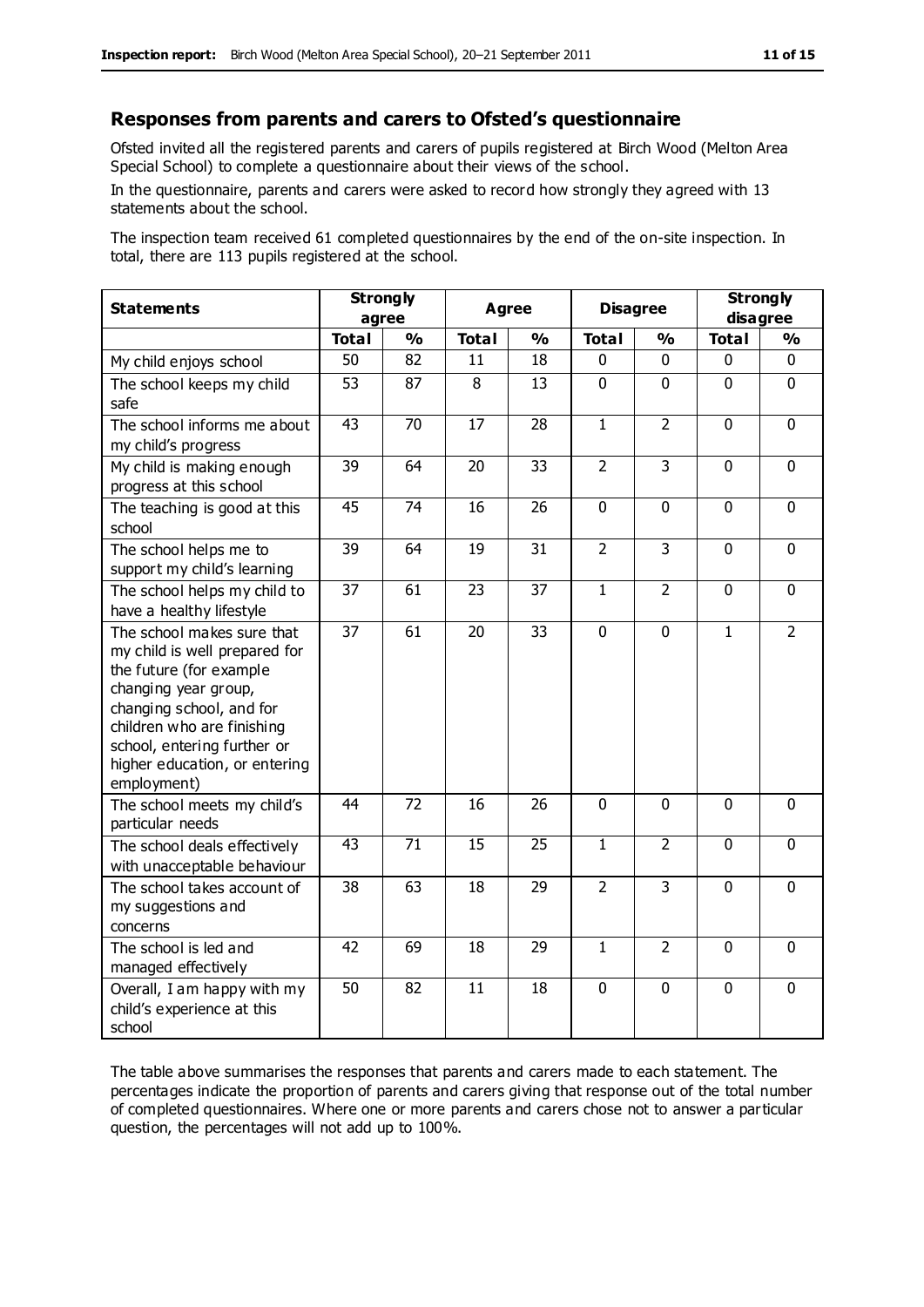## Responses from parents and carers to Ofsted's questionnaire

Ofsted invited all the registered parents and carers of pupils registered at Birch Wood (Melton Area Special School) to complete a questionnaire about their views of the school.

In the questionnaire, parents and carers were asked to record how strongly they agreed with 13 statements about the school.

The inspection team received 61 completed questionnaires by the end of the on-site inspection. In total, there are 113 pupils registered at the school.

| Statements | Strongly agree | | Agree | | Disagree | | Strongly disagree | |
|---|---|---|---|---|---|---|---|---|
| | Total | % | Total | % | Total | % | Total | % |
| My child enjoys school | 50 | 82 | 11 | 18 | 0 | 0 | 0 | 0 |
| The school keeps my child safe | 53 | 87 | 8 | 13 | 0 | 0 | 0 | 0 |
| The school informs me about my child's progress | 43 | 70 | 17 | 28 | 1 | 2 | 0 | 0 |
| My child is making enough progress at this school | 39 | 64 | 20 | 33 | 2 | 3 | 0 | 0 |
| The teaching is good at this school | 45 | 74 | 16 | 26 | 0 | 0 | 0 | 0 |
| The school helps me to support my child's learning | 39 | 64 | 19 | 31 | 2 | 3 | 0 | 0 |
| The school helps my child to have a healthy lifestyle | 37 | 61 | 23 | 37 | 1 | 2 | 0 | 0 |
| The school makes sure that my child is well prepared for the future (for example changing year group, changing school, and for children who are finishing school, entering further or higher education, or entering employment) | 37 | 61 | 20 | 33 | 0 | 0 | 1 | 2 |
| The school meets my child's particular needs | 44 | 72 | 16 | 26 | 0 | 0 | 0 | 0 |
| The school deals effectively with unacceptable behaviour | 43 | 71 | 15 | 25 | 1 | 2 | 0 | 0 |
| The school takes account of my suggestions and concerns | 38 | 63 | 18 | 29 | 2 | 3 | 0 | 0 |
| The school is led and managed effectively | 42 | 69 | 18 | 29 | 1 | 2 | 0 | 0 |
| Overall, I am happy with my child's experience at this school | 50 | 82 | 11 | 18 | 0 | 0 | 0 | 0 |

The table above summarises the responses that parents and carers made to each statement. The percentages indicate the proportion of parents and carers giving that response out of the total number of completed questionnaires. Where one or more parents and carers chose not to answer a particular question, the percentages will not add up to 100%.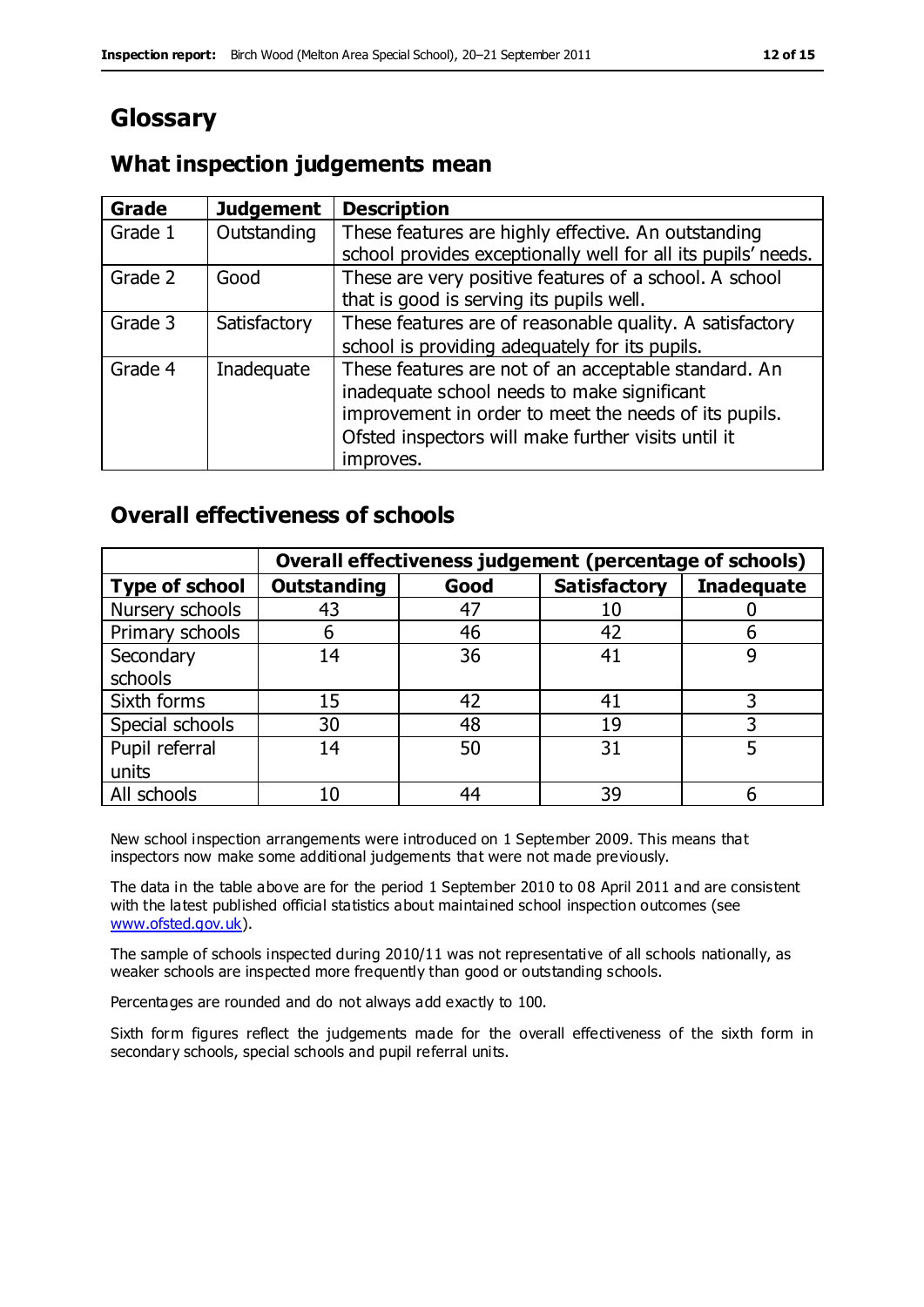# Glossary

## What inspection judgements mean

| Grade | Judgement | Description |
|---|---|---|
| Grade 1 | Outstanding | These features are highly effective. An outstanding school provides exceptionally well for all its pupils' needs. |
| Grade 2 | Good | These are very positive features of a school. A school that is good is serving its pupils well. |
| Grade 3 | Satisfactory | These features are of reasonable quality. A satisfactory school is providing adequately for its pupils. |
| Grade 4 | Inadequate | These features are not of an acceptable standard. An inadequate school needs to make significant improvement in order to meet the needs of its pupils. Ofsted inspectors will make further visits until it improves. |

## Overall effectiveness of schools

| | Overall effectiveness judgement (percentage of schools) | | | |
|---|---|---|---|---|
| **Type of school** | **Outstanding** | **Good** | **Satisfactory** | **Inadequate** |
| Nursery schools | 43 | 47 | 10 | 0 |
| Primary schools | 6 | 46 | 42 | 6 |
| Secondary schools | 14 | 36 | 41 | 9 |
| Sixth forms | 15 | 42 | 41 | 3 |
| Special schools | 30 | 48 | 19 | 3 |
| Pupil referral units | 14 | 50 | 31 | 5 |
| All schools | 10 | 44 | 39 | 6 |

New school inspection arrangements were introduced on 1 September 2009. This means that inspectors now make some additional judgements that were not made previously.

The data in the table above are for the period 1 September 2010 to 08 April 2011 and are consistent with the latest published official statistics about maintained school inspection outcomes (see www.ofsted.gov.uk).

The sample of schools inspected during 2010/11 was not representative of all schools nationally, as weaker schools are inspected more frequently than good or outstanding schools.

Percentages are rounded and do not always add exactly to 100.

Sixth form figures reflect the judgements made for the overall effectiveness of the sixth form in secondary schools, special schools and pupil referral units.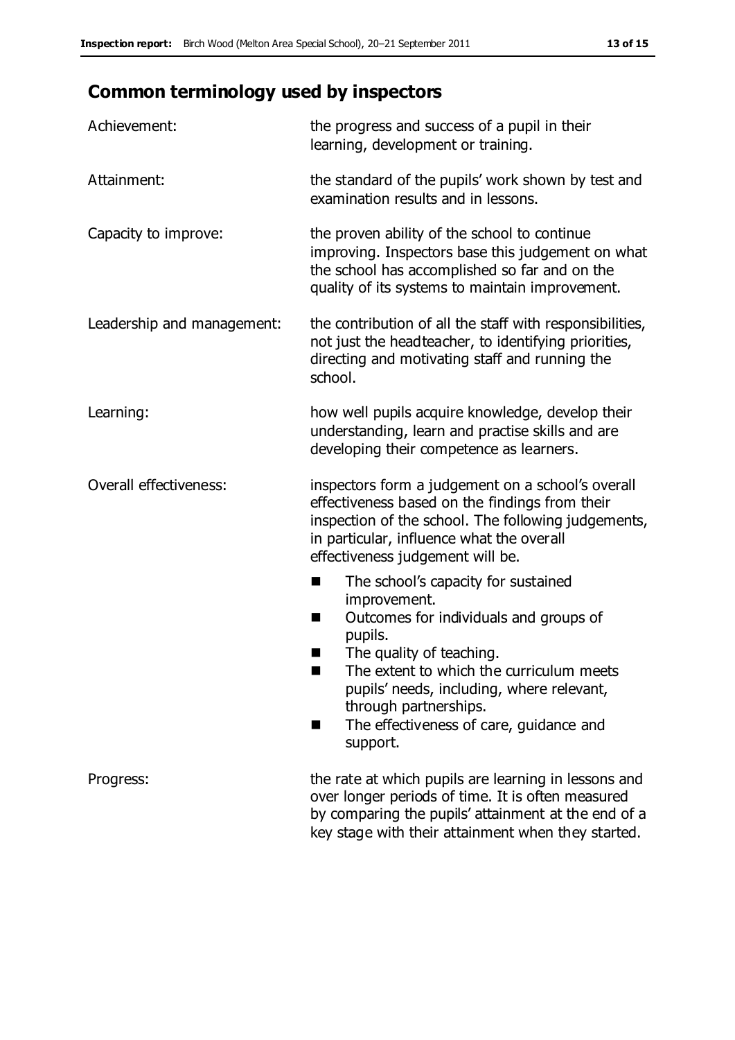## Common terminology used by inspectors

| | |
|---|---|
| Achievement: | the progress and success of a pupil in their learning, development or training. |
| Attainment: | the standard of the pupils' work shown by test and examination results and in lessons. |
| Capacity to improve: | the proven ability of the school to continue improving. Inspectors base this judgement on what the school has accomplished so far and on the quality of its systems to maintain improvement. |
| Leadership and management: | the contribution of all the staff with responsibilities, not just the headteacher, to identifying priorities, directing and motivating staff and running the school. |
| Learning: | how well pupils acquire knowledge, develop their understanding, learn and practise skills and are developing their competence as learners. |
| Overall effectiveness: | inspectors form a judgement on a school's overall effectiveness based on the findings from their inspection of the school. The following judgements, in particular, influence what the overall effectiveness judgement will be.<br>■ The school's capacity for sustained improvement.<br>■ Outcomes for individuals and groups of pupils.<br>■ The quality of teaching.<br>■ The extent to which the curriculum meets pupils' needs, including, where relevant, through partnerships.<br>■ The effectiveness of care, guidance and support. |
| Progress: | the rate at which pupils are learning in lessons and over longer periods of time. It is often measured by comparing the pupils' attainment at the end of a key stage with their attainment when they started. |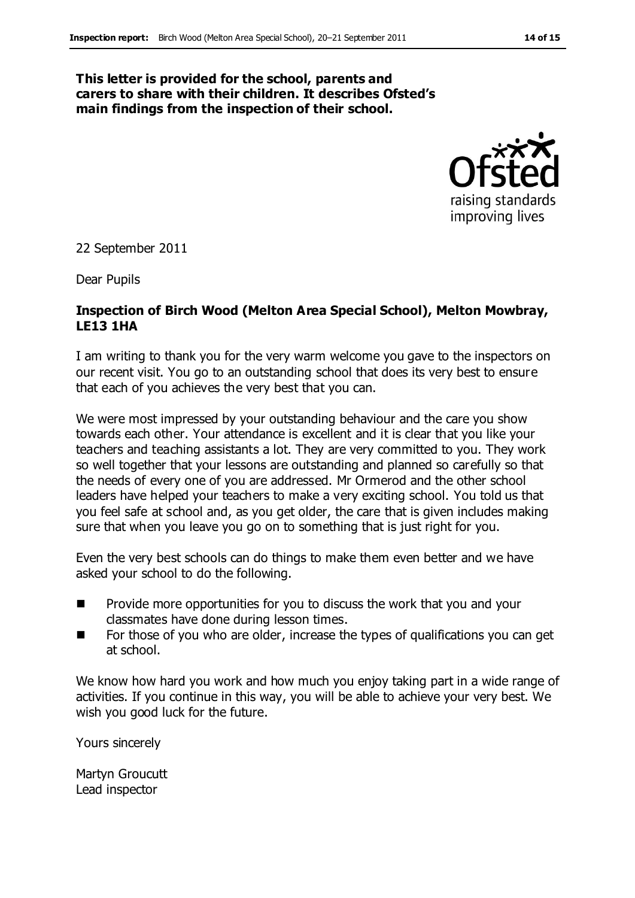**This letter is provided for the school, parents and carers to share with their children. It describes Ofsted's main findings from the inspection of their school.**

22 September 2011

Dear Pupils

**Inspection of Birch Wood (Melton Area Special School), Melton Mowbray, LE13 1HA**

I am writing to thank you for the very warm welcome you gave to the inspectors on our recent visit. You go to an outstanding school that does its very best to ensure that each of you achieves the very best that you can.

We were most impressed by your outstanding behaviour and the care you show towards each other. Your attendance is excellent and it is clear that you like your teachers and teaching assistants a lot. They are very committed to you. They work so well together that your lessons are outstanding and planned so carefully so that the needs of every one of you are addressed. Mr Ormerod and the other school leaders have helped your teachers to make a very exciting school. You told us that you feel safe at school and, as you get older, the care that is given includes making sure that when you leave you go on to something that is just right for you.

Even the very best schools can do things to make them even better and we have asked your school to do the following.

- Provide more opportunities for you to discuss the work that you and your classmates have done during lesson times.
- For those of you who are older, increase the types of qualifications you can get at school.

We know how hard you work and how much you enjoy taking part in a wide range of activities. If you continue in this way, you will be able to achieve your very best. We wish you good luck for the future.

Yours sincerely

Martyn Groucutt
Lead inspector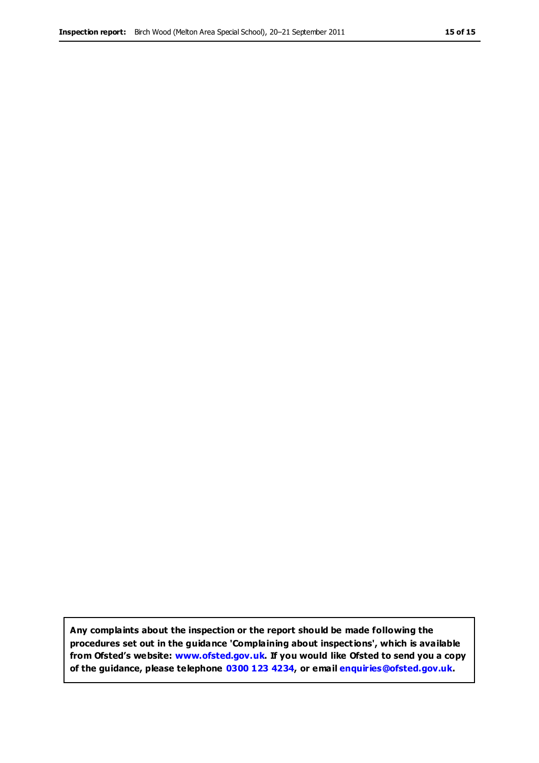**Any complaints about the inspection or the report should be made following the procedures set out in the guidance 'Complaining about inspections', which is available from Ofsted's website: www.ofsted.gov.uk. If you would like Ofsted to send you a copy of the guidance, please telephone 0300 123 4234, or email enquiries@ofsted.gov.uk.**